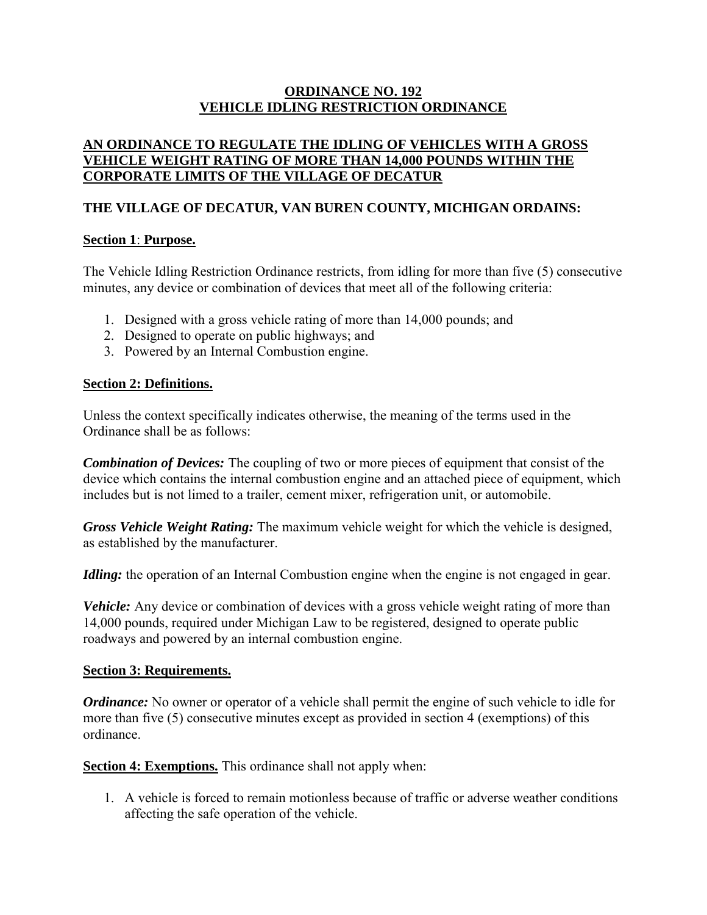# ORDINANCE NO. 192
# VEHICLE IDLING RESTRICTION ORDINANCE

## AN ORDINANCE TO REGULATE THE IDLING OF VEHICLES WITH A GROSS VEHICLE WEIGHT RATING OF MORE THAN 14,000 POUNDS WITHIN THE CORPORATE LIMITS OF THE VILLAGE OF DECATUR

## THE VILLAGE OF DECATUR, VAN BUREN COUNTY, MICHIGAN ORDAINS:

### Section 1: Purpose.

The Vehicle Idling Restriction Ordinance restricts, from idling for more than five (5) consecutive minutes, any device or combination of devices that meet all of the following criteria:

1. Designed with a gross vehicle rating of more than 14,000 pounds; and
2. Designed to operate on public highways; and
3. Powered by an Internal Combustion engine.

### Section 2: Definitions.

Unless the context specifically indicates otherwise, the meaning of the terms used in the Ordinance shall be as follows:

***Combination of Devices:*** The coupling of two or more pieces of equipment that consist of the device which contains the internal combustion engine and an attached piece of equipment, which includes but is not limed to a trailer, cement mixer, refrigeration unit, or automobile.

***Gross Vehicle Weight Rating:*** The maximum vehicle weight for which the vehicle is designed, as established by the manufacturer.

***Idling:*** the operation of an Internal Combustion engine when the engine is not engaged in gear.

***Vehicle:*** Any device or combination of devices with a gross vehicle weight rating of more than 14,000 pounds, required under Michigan Law to be registered, designed to operate public roadways and powered by an internal combustion engine.

### Section 3: Requirements.

***Ordinance:*** No owner or operator of a vehicle shall permit the engine of such vehicle to idle for more than five (5) consecutive minutes except as provided in section 4 (exemptions) of this ordinance.

**Section 4: Exemptions.** This ordinance shall not apply when:

1. A vehicle is forced to remain motionless because of traffic or adverse weather conditions affecting the safe operation of the vehicle.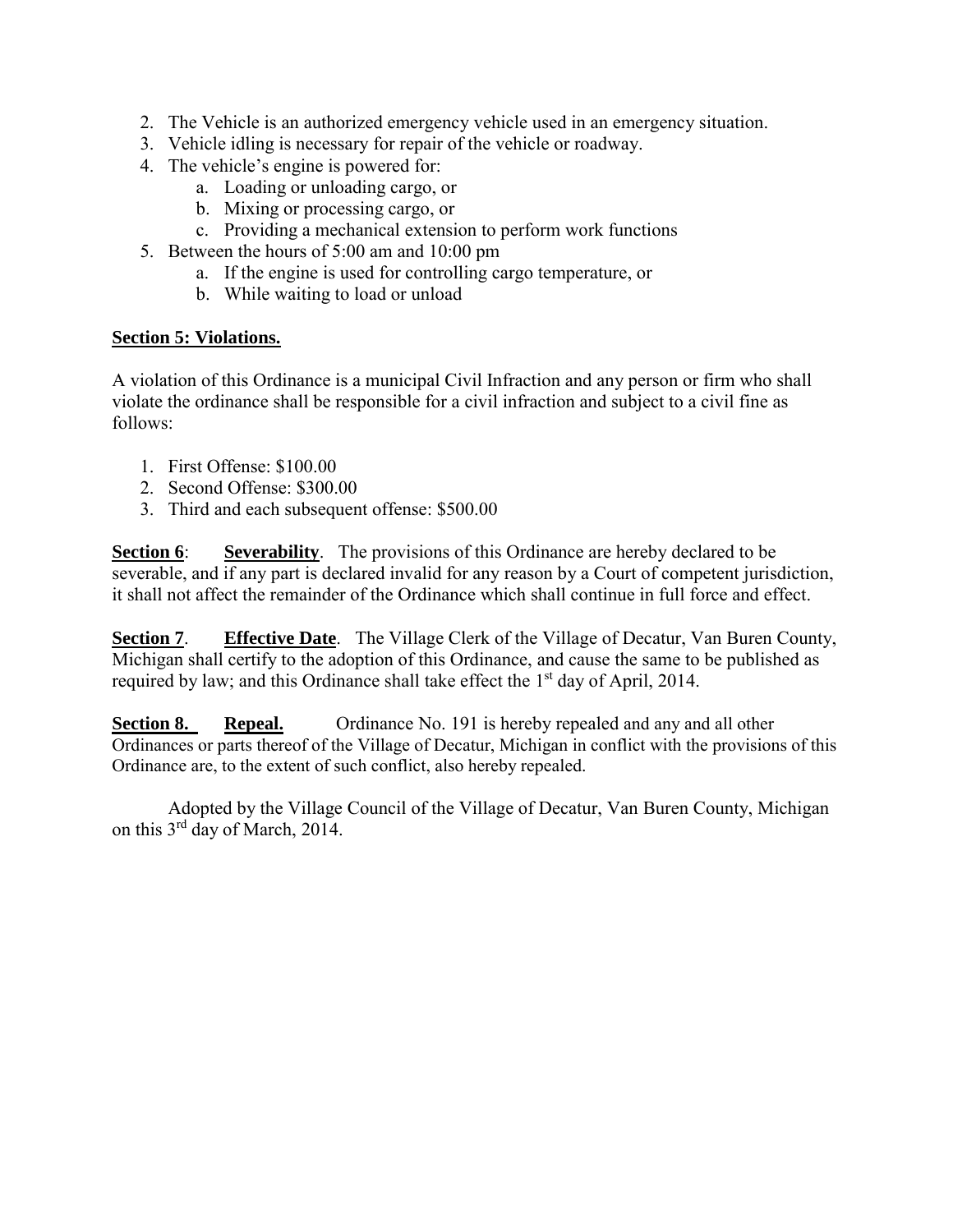2. The Vehicle is an authorized emergency vehicle used in an emergency situation.
3. Vehicle idling is necessary for repair of the vehicle or roadway.
4. The vehicle's engine is powered for:
    a. Loading or unloading cargo, or
    b. Mixing or processing cargo, or
    c. Providing a mechanical extension to perform work functions
5. Between the hours of 5:00 am and 10:00 pm
    a. If the engine is used for controlling cargo temperature, or
    b. While waiting to load or unload

**Section 5: Violations.**

A violation of this Ordinance is a municipal Civil Infraction and any person or firm who shall violate the ordinance shall be responsible for a civil infraction and subject to a civil fine as follows:

1. First Offense: $100.00
2. Second Offense: $300.00
3. Third and each subsequent offense: $500.00

**Section 6**: **Severability**. The provisions of this Ordinance are hereby declared to be severable, and if any part is declared invalid for any reason by a Court of competent jurisdiction, it shall not affect the remainder of the Ordinance which shall continue in full force and effect.

**Section 7**. **Effective Date**. The Village Clerk of the Village of Decatur, Van Buren County, Michigan shall certify to the adoption of this Ordinance, and cause the same to be published as required by law; and this Ordinance shall take effect the 1st day of April, 2014.

**Section 8.** **Repeal.** Ordinance No. 191 is hereby repealed and any and all other Ordinances or parts thereof of the Village of Decatur, Michigan in conflict with the provisions of this Ordinance are, to the extent of such conflict, also hereby repealed.

Adopted by the Village Council of the Village of Decatur, Van Buren County, Michigan on this 3rd day of March, 2014.